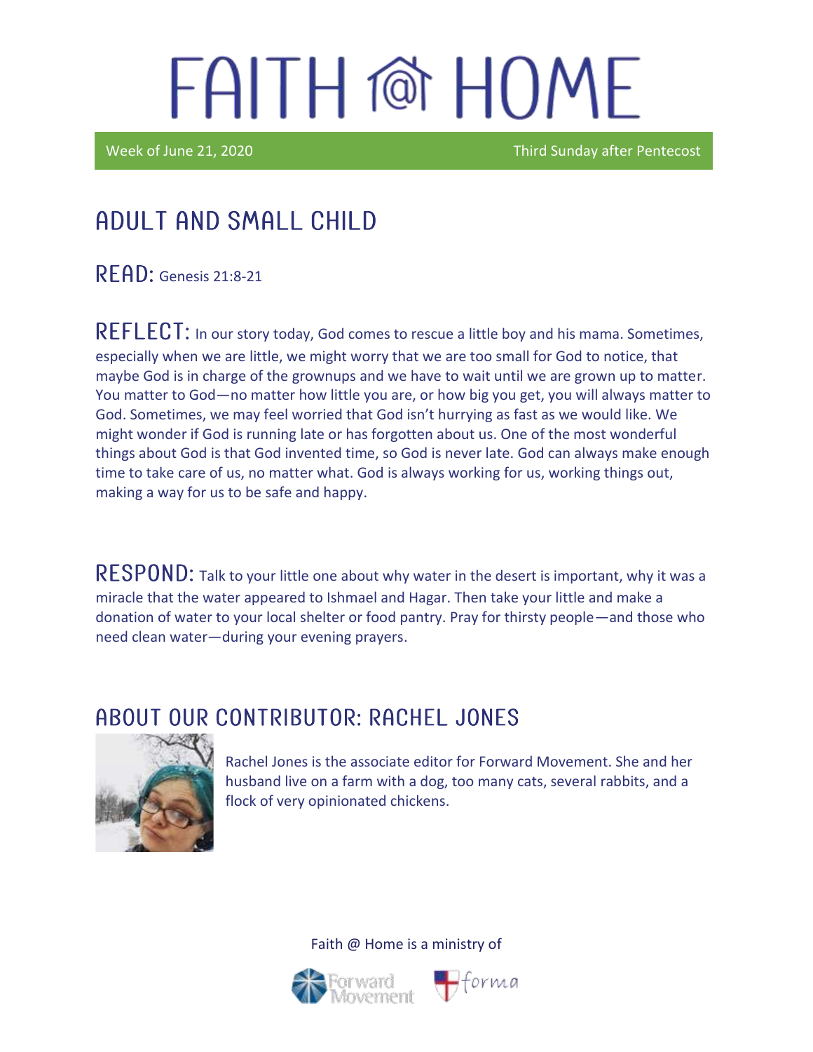# FAITH @ HOME

Week of June 21, 2020 Third Sunday after Pentecost

## ADULT AND SMALL CHILD

**READ:** Genesis 21:8-21

**REFLECT:** In our story today, God comes to rescue a little boy and his mama. Sometimes, especially when we are little, we might worry that we are too small for God to notice, that maybe God is in charge of the grownups and we have to wait until we are grown up to matter. You matter to God—no matter how little you are, or how big you get, you will always matter to God. Sometimes, we may feel worried that God isn't hurrying as fast as we would like. We might wonder if God is running late or has forgotten about us. One of the most wonderful things about God is that God invented time, so God is never late. God can always make enough time to take care of us, no matter what. God is always working for us, working things out, making a way for us to be safe and happy.

**RESPOND:** Talk to your little one about why water in the desert is important, why it was a miracle that the water appeared to Ishmael and Hagar. Then take your little and make a donation of water to your local shelter or food pantry. Pray for thirsty people—and those who need clean water—during your evening prayers.

## ABOUT OUR CONTRIBUTOR: RACHEL JONES

Rachel Jones is the associate editor for Forward Movement. She and her husband live on a farm with a dog, too many cats, several rabbits, and a flock of very opinionated chickens.

Faith @ Home is a ministry of

Forward Movement forma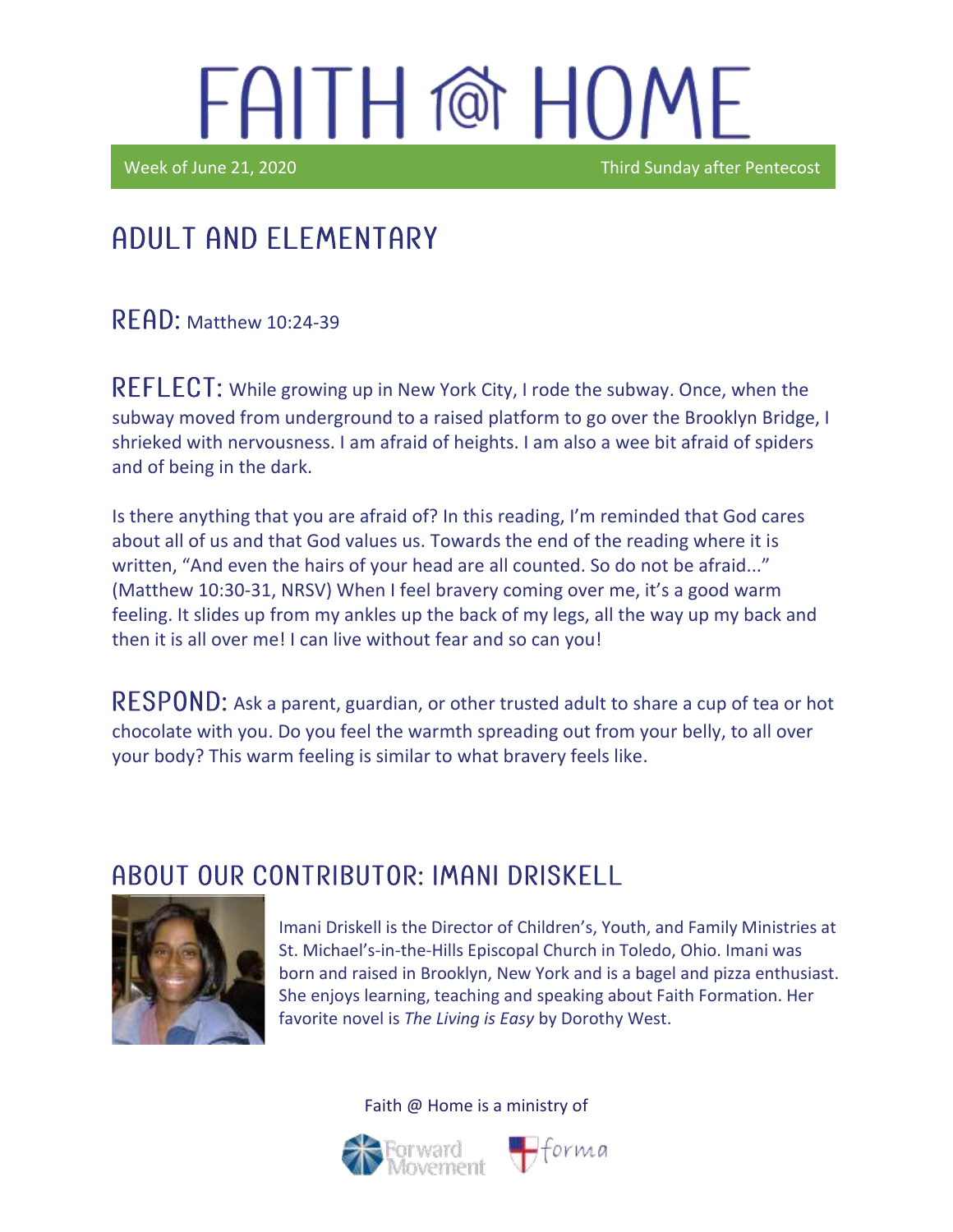# FAITH @ HOME

Week of June 21, 2020 Third Sunday after Pentecost

## ADULT AND ELEMENTARY

**READ:** Matthew 10:24-39

**REFLECT:** While growing up in New York City, I rode the subway. Once, when the subway moved from underground to a raised platform to go over the Brooklyn Bridge, I shrieked with nervousness. I am afraid of heights. I am also a wee bit afraid of spiders and of being in the dark.

Is there anything that you are afraid of? In this reading, I'm reminded that God cares about all of us and that God values us. Towards the end of the reading where it is written, "And even the hairs of your head are all counted. So do not be afraid..." (Matthew 10:30-31, NRSV) When I feel bravery coming over me, it's a good warm feeling. It slides up from my ankles up the back of my legs, all the way up my back and then it is all over me! I can live without fear and so can you!

**RESPOND:** Ask a parent, guardian, or other trusted adult to share a cup of tea or hot chocolate with you. Do you feel the warmth spreading out from your belly, to all over your body? This warm feeling is similar to what bravery feels like.

## ABOUT OUR CONTRIBUTOR: IMANI DRISKELL

Imani Driskell is the Director of Children's, Youth, and Family Ministries at St. Michael's-in-the-Hills Episcopal Church in Toledo, Ohio. Imani was born and raised in Brooklyn, New York and is a bagel and pizza enthusiast. She enjoys learning, teaching and speaking about Faith Formation. Her favorite novel is *The Living is Easy* by Dorothy West.

Faith @ Home is a ministry of

Forward Movement forma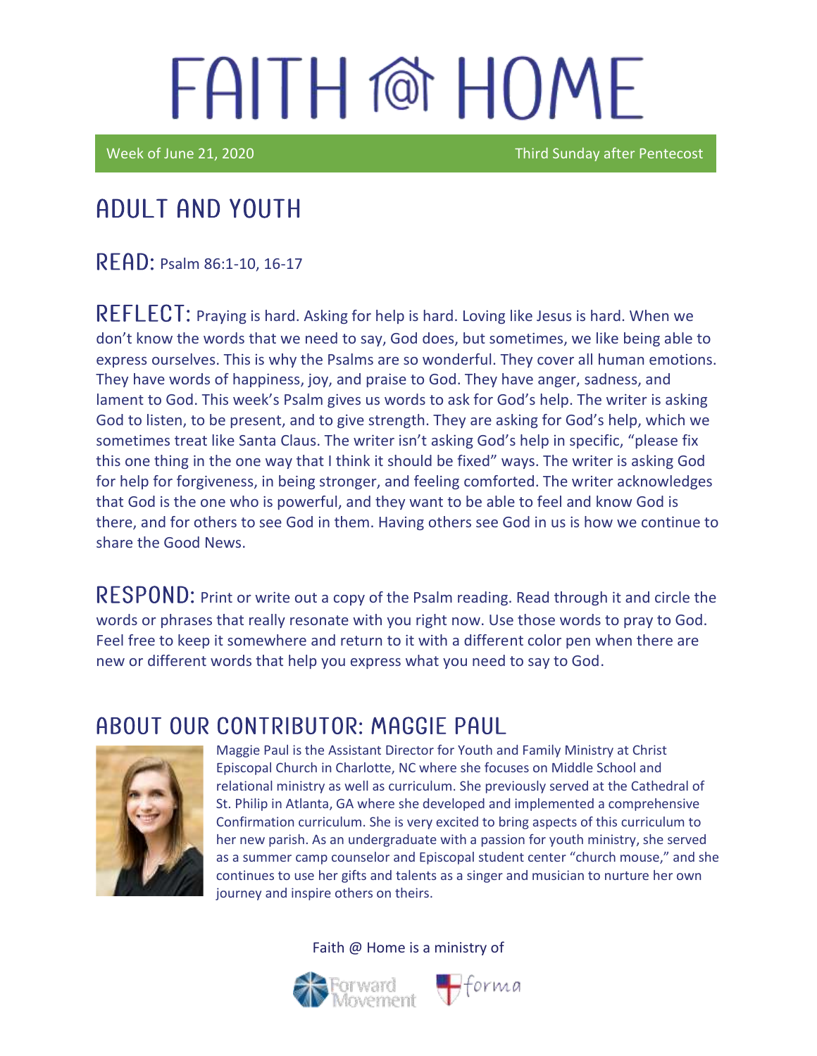# FAITH @ HOME

Week of June 21, 2020 Third Sunday after Pentecost

## ADULT AND YOUTH

**READ:** Psalm 86:1-10, 16-17

**REFLECT:** Praying is hard. Asking for help is hard. Loving like Jesus is hard. When we don't know the words that we need to say, God does, but sometimes, we like being able to express ourselves. This is why the Psalms are so wonderful. They cover all human emotions. They have words of happiness, joy, and praise to God. They have anger, sadness, and lament to God. This week's Psalm gives us words to ask for God's help. The writer is asking God to listen, to be present, and to give strength. They are asking for God's help, which we sometimes treat like Santa Claus. The writer isn't asking God's help in specific, "please fix this one thing in the one way that I think it should be fixed" ways. The writer is asking God for help for forgiveness, in being stronger, and feeling comforted. The writer acknowledges that God is the one who is powerful, and they want to be able to feel and know God is there, and for others to see God in them. Having others see God in us is how we continue to share the Good News.

**RESPOND:** Print or write out a copy of the Psalm reading. Read through it and circle the words or phrases that really resonate with you right now. Use those words to pray to God. Feel free to keep it somewhere and return to it with a different color pen when there are new or different words that help you express what you need to say to God.

## ABOUT OUR CONTRIBUTOR: MAGGIE PAUL

Maggie Paul is the Assistant Director for Youth and Family Ministry at Christ Episcopal Church in Charlotte, NC where she focuses on Middle School and relational ministry as well as curriculum. She previously served at the Cathedral of St. Philip in Atlanta, GA where she developed and implemented a comprehensive Confirmation curriculum. She is very excited to bring aspects of this curriculum to her new parish. As an undergraduate with a passion for youth ministry, she served as a summer camp counselor and Episcopal student center "church mouse," and she continues to use her gifts and talents as a singer and musician to nurture her own journey and inspire others on theirs.

Faith @ Home is a ministry of

Forward Movement forma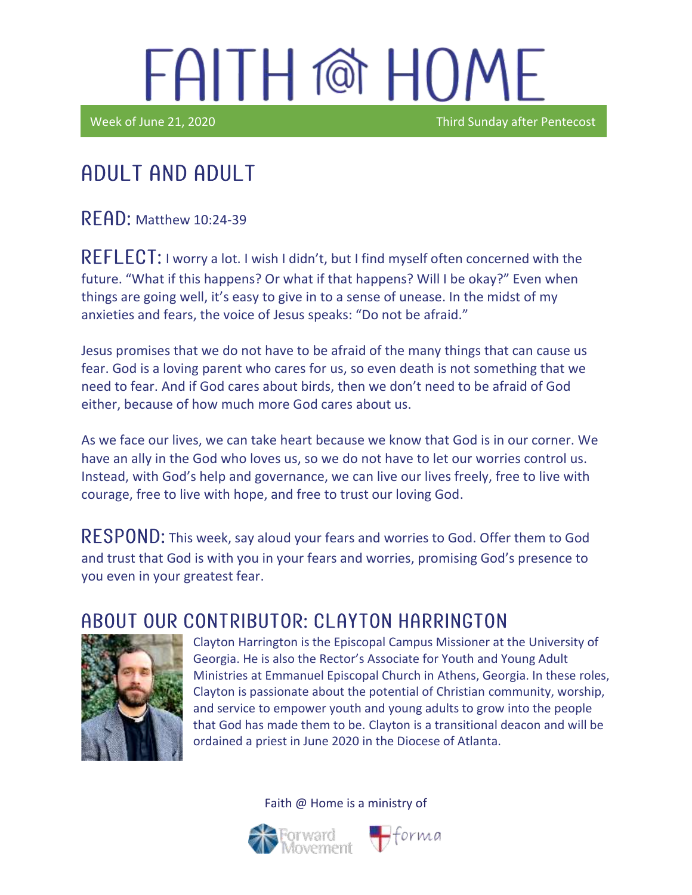# FAITH @ HOME

Week of June 21, 2020 | Third Sunday after Pentecost

## ADULT AND ADULT

**READ:** Matthew 10:24-39

**REFLECT:** I worry a lot. I wish I didn't, but I find myself often concerned with the future. "What if this happens? Or what if that happens? Will I be okay?" Even when things are going well, it's easy to give in to a sense of unease. In the midst of my anxieties and fears, the voice of Jesus speaks: "Do not be afraid."

Jesus promises that we do not have to be afraid of the many things that can cause us fear. God is a loving parent who cares for us, so even death is not something that we need to fear. And if God cares about birds, then we don't need to be afraid of God either, because of how much more God cares about us.

As we face our lives, we can take heart because we know that God is in our corner. We have an ally in the God who loves us, so we do not have to let our worries control us. Instead, with God's help and governance, we can live our lives freely, free to live with courage, free to live with hope, and free to trust our loving God.

**RESPOND:** This week, say aloud your fears and worries to God. Offer them to God and trust that God is with you in your fears and worries, promising God's presence to you even in your greatest fear.

## ABOUT OUR CONTRIBUTOR: CLAYTON HARRINGTON

Clayton Harrington is the Episcopal Campus Missioner at the University of Georgia. He is also the Rector's Associate for Youth and Young Adult Ministries at Emmanuel Episcopal Church in Athens, Georgia. In these roles, Clayton is passionate about the potential of Christian community, worship, and service to empower youth and young adults to grow into the people that God has made them to be. Clayton is a transitional deacon and will be ordained a priest in June 2020 in the Diocese of Atlanta.

Faith @ Home is a ministry of

Forward Movement | forma